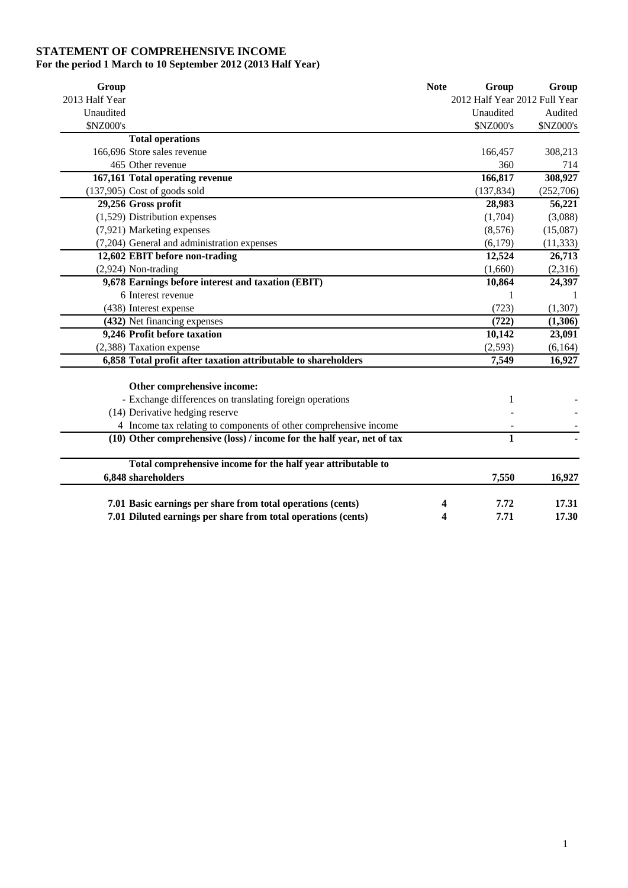# STATEMENT OF COMPREHENSIVE INCOME

**For the period 1 March to 10 September 2012 (2013 Half Year)**

| Group<br>2013 Half Year<br>Unaudited<br>$NZ000's | | Note | Group<br>2012 Half Year<br>Unaudited<br>$NZ000's | Group<br>2012 Full Year<br>Audited<br>$NZ000's |
|---|---|---|---|---|
| | **Total operations** | | | |
| 166,696 | Store sales revenue | | 166,457 | 308,213 |
| 465 | Other revenue | | 360 | 714 |
| **167,161** | **Total operating revenue** | | **166,817** | **308,927** |
| (137,905) | Cost of goods sold | | (137,834) | (252,706) |
| **29,256** | **Gross profit** | | **28,983** | **56,221** |
| (1,529) | Distribution expenses | | (1,704) | (3,088) |
| (7,921) | Marketing expenses | | (8,576) | (15,087) |
| (7,204) | General and administration expenses | | (6,179) | (11,333) |
| **12,602** | **EBIT before non-trading** | | **12,524** | **26,713** |
| (2,924) | Non-trading | | (1,660) | (2,316) |
| **9,678** | **Earnings before interest and taxation (EBIT)** | | **10,864** | **24,397** |
| 6 | Interest revenue | | 1 | 1 |
| (438) | Interest expense | | (723) | (1,307) |
| **(432)** | Net financing expenses | | **(722)** | **(1,306)** |
| **9,246** | **Profit before taxation** | | **10,142** | **23,091** |
| (2,388) | Taxation expense | | (2,593) | (6,164) |
| **6,858** | **Total profit after taxation attributable to shareholders** | | **7,549** | **16,927** |
| | **Other comprehensive income:** | | | |
| - | Exchange differences on translating foreign operations | | 1 | - |
| (14) | Derivative hedging reserve | | - | - |
| 4 | Income tax relating to components of other comprehensive income | | - | - |
| **(10)** | **Other comprehensive (loss) / income for the half year, net of tax** | | **1** | **-** |
| **6,848** | **Total comprehensive income for the half year attributable to shareholders** | | **7,550** | **16,927** |
| **7.01** | **Basic earnings per share from total operations (cents)** | **4** | **7.72** | **17.31** |
| **7.01** | **Diluted earnings per share from total operations (cents)** | **4** | **7.71** | **17.30** |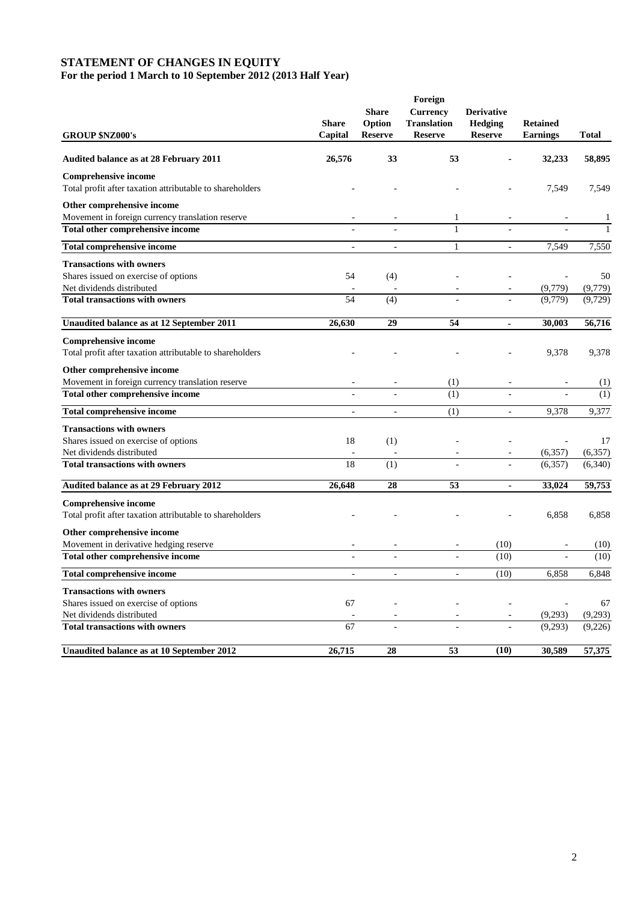# STATEMENT OF CHANGES IN EQUITY

**For the period 1 March to 10 September 2012 (2013 Half Year)**

| GROUP $NZ000's | Share Capital | Share Option Reserve | Foreign Currency Translation Reserve | Derivative Hedging Reserve | Retained Earnings | Total |
|---|---|---|---|---|---|---|
| **Audited balance as at 28 February 2011** | **26,576** | **33** | **53** | **-** | **32,233** | **58,895** |
| **Comprehensive income** | | | | | | |
| Total profit after taxation attributable to shareholders | - | - | - | - | 7,549 | 7,549 |
| **Other comprehensive income** | | | | | | |
| Movement in foreign currency translation reserve | - | - | 1 | - | - | 1 |
| **Total other comprehensive income** | - | - | 1 | - | - | 1 |
| **Total comprehensive income** | - | - | 1 | - | 7,549 | 7,550 |
| **Transactions with owners** | | | | | | |
| Shares issued on exercise of options | 54 | (4) | - | - | - | 50 |
| Net dividends distributed | - | - | - | - | (9,779) | (9,779) |
| **Total transactions with owners** | 54 | (4) | - | - | (9,779) | (9,729) |
| **Unaudited balance as at 12 September 2011** | **26,630** | **29** | **54** | **-** | **30,003** | **56,716** |
| **Comprehensive income** | | | | | | |
| Total profit after taxation attributable to shareholders | - | - | - | - | 9,378 | 9,378 |
| **Other comprehensive income** | | | | | | |
| Movement in foreign currency translation reserve | - | - | (1) | - | - | (1) |
| **Total other comprehensive income** | - | - | (1) | - | - | (1) |
| **Total comprehensive income** | - | - | (1) | - | 9,378 | 9,377 |
| **Transactions with owners** | | | | | | |
| Shares issued on exercise of options | 18 | (1) | - | - | - | 17 |
| Net dividends distributed | - | - | - | - | (6,357) | (6,357) |
| **Total transactions with owners** | 18 | (1) | - | - | (6,357) | (6,340) |
| **Audited balance as at 29 February 2012** | **26,648** | **28** | **53** | **-** | **33,024** | **59,753** |
| **Comprehensive income** | | | | | | |
| Total profit after taxation attributable to shareholders | - | - | - | - | 6,858 | 6,858 |
| **Other comprehensive income** | | | | | | |
| Movement in derivative hedging reserve | - | - | - | (10) | - | (10) |
| **Total other comprehensive income** | - | - | - | (10) | - | (10) |
| **Total comprehensive income** | - | - | - | (10) | 6,858 | 6,848 |
| **Transactions with owners** | | | | | | |
| Shares issued on exercise of options | 67 | - | - | - | - | 67 |
| Net dividends distributed | - | - | - | - | (9,293) | (9,293) |
| **Total transactions with owners** | 67 | - | - | - | (9,293) | (9,226) |
| **Unaudited balance as at 10 September 2012** | **26,715** | **28** | **53** | **(10)** | **30,589** | **57,375** |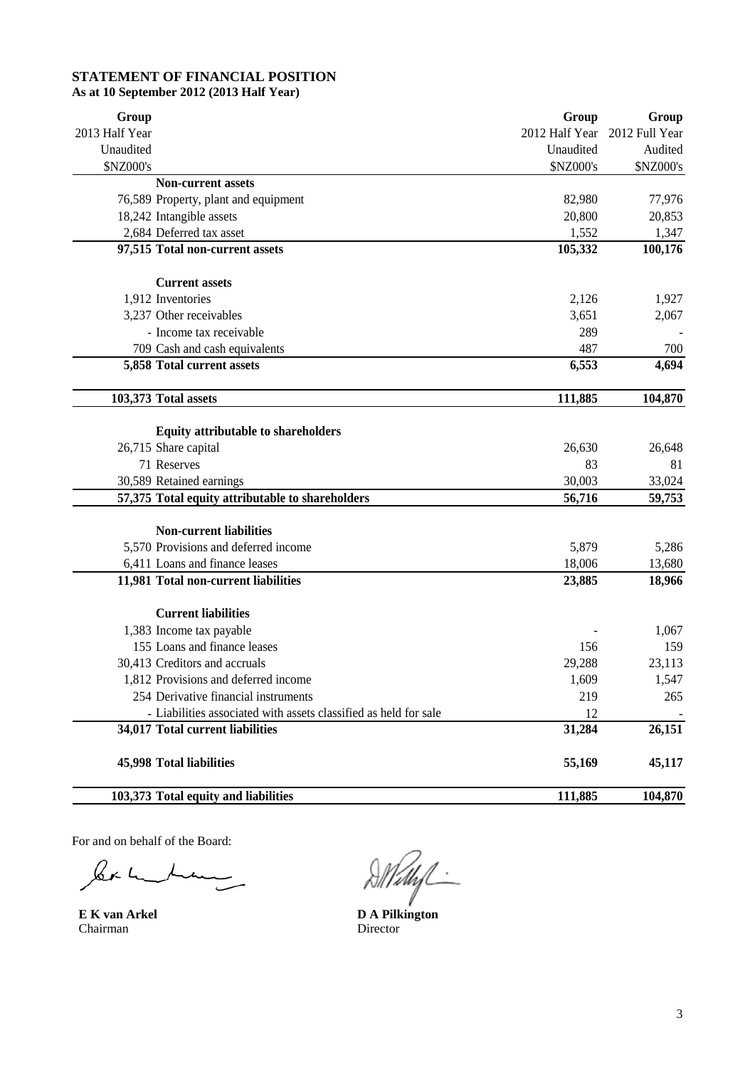## STATEMENT OF FINANCIAL POSITION

**As at 10 September 2012 (2013 Half Year)**

| Group 2013 Half Year Unaudited $NZ000's | | Group 2012 Half Year Unaudited $NZ000's | Group 2012 Full Year Audited $NZ000's |
|---|---|---|---|
| | **Non-current assets** | | |
| 76,589 | Property, plant and equipment | 82,980 | 77,976 |
| 18,242 | Intangible assets | 20,800 | 20,853 |
| 2,684 | Deferred tax asset | 1,552 | 1,347 |
| **97,515** | **Total non-current assets** | **105,332** | **100,176** |
| | **Current assets** | | |
| 1,912 | Inventories | 2,126 | 1,927 |
| 3,237 | Other receivables | 3,651 | 2,067 |
| - | Income tax receivable | 289 | - |
| 709 | Cash and cash equivalents | 487 | 700 |
| **5,858** | **Total current assets** | **6,553** | **4,694** |
| **103,373** | **Total assets** | **111,885** | **104,870** |
| | **Equity attributable to shareholders** | | |
| 26,715 | Share capital | 26,630 | 26,648 |
| 71 | Reserves | 83 | 81 |
| 30,589 | Retained earnings | 30,003 | 33,024 |
| **57,375** | **Total equity attributable to shareholders** | **56,716** | **59,753** |
| | **Non-current liabilities** | | |
| 5,570 | Provisions and deferred income | 5,879 | 5,286 |
| 6,411 | Loans and finance leases | 18,006 | 13,680 |
| **11,981** | **Total non-current liabilities** | **23,885** | **18,966** |
| | **Current liabilities** | | |
| 1,383 | Income tax payable | - | 1,067 |
| 155 | Loans and finance leases | 156 | 159 |
| 30,413 | Creditors and accruals | 29,288 | 23,113 |
| 1,812 | Provisions and deferred income | 1,609 | 1,547 |
| 254 | Derivative financial instruments | 219 | 265 |
| - | Liabilities associated with assets classified as held for sale | 12 | - |
| **34,017** | **Total current liabilities** | **31,284** | **26,151** |
| **45,998** | **Total liabilities** | **55,169** | **45,117** |
| **103,373** | **Total equity and liabilities** | **111,885** | **104,870** |

For and on behalf of the Board:

**E K van Arkel**
Chairman

**D A Pilkington**
Director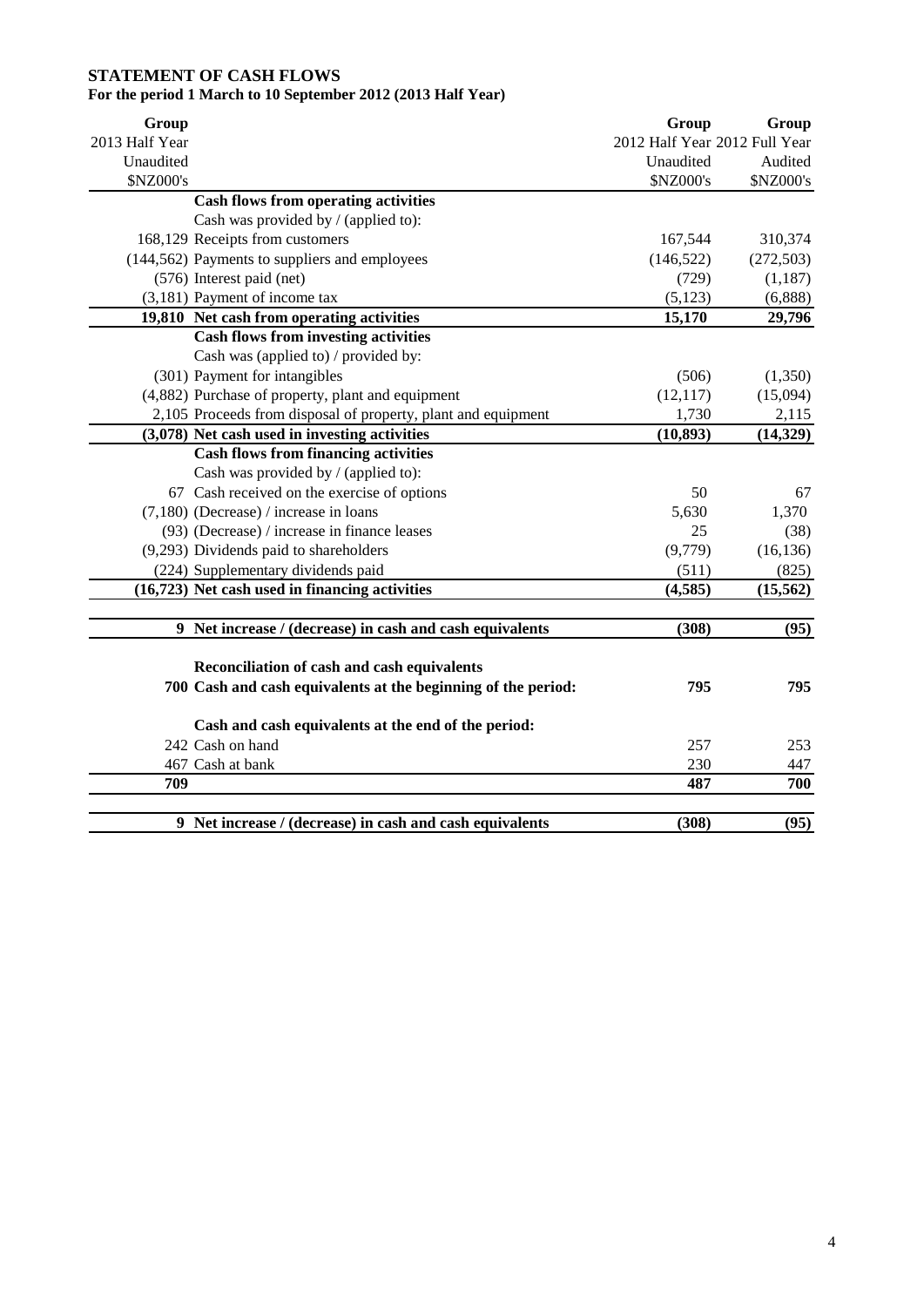# STATEMENT OF CASH FLOWS

## For the period 1 March to 10 September 2012 (2013 Half Year)

| Group 2013 Half Year Unaudited $NZ000's | | Group 2012 Half Year Unaudited $NZ000's | Group 2012 Full Year Audited $NZ000's |
|---|---|---|---|
| | **Cash flows from operating activities** | | |
| | Cash was provided by / (applied to): | | |
| 168,129 | Receipts from customers | 167,544 | 310,374 |
| (144,562) | Payments to suppliers and employees | (146,522) | (272,503) |
| (576) | Interest paid (net) | (729) | (1,187) |
| (3,181) | Payment of income tax | (5,123) | (6,888) |
| **19,810** | **Net cash from operating activities** | **15,170** | **29,796** |
| | **Cash flows from investing activities** | | |
| | Cash was (applied to) / provided by: | | |
| (301) | Payment for intangibles | (506) | (1,350) |
| (4,882) | Purchase of property, plant and equipment | (12,117) | (15,094) |
| 2,105 | Proceeds from disposal of property, plant and equipment | 1,730 | 2,115 |
| **(3,078)** | **Net cash used in investing activities** | **(10,893)** | **(14,329)** |
| | **Cash flows from financing activities** | | |
| | Cash was provided by / (applied to): | | |
| 67 | Cash received on the exercise of options | 50 | 67 |
| (7,180) | (Decrease) / increase in loans | 5,630 | 1,370 |
| (93) | (Decrease) / increase in finance leases | 25 | (38) |
| (9,293) | Dividends paid to shareholders | (9,779) | (16,136) |
| (224) | Supplementary dividends paid | (511) | (825) |
| **(16,723)** | **Net cash used in financing activities** | **(4,585)** | **(15,562)** |
| | | | |
| **9** | **Net increase / (decrease) in cash and cash equivalents** | **(308)** | **(95)** |
| | | | |
| | **Reconciliation of cash and cash equivalents** | | |
| **700** | **Cash and cash equivalents at the beginning of the period:** | **795** | **795** |
| | | | |
| | **Cash and cash equivalents at the end of the period:** | | |
| 242 | Cash on hand | 257 | 253 |
| 467 | Cash at bank | 230 | 447 |
| **709** | | **487** | **700** |
| | | | |
| **9** | **Net increase / (decrease) in cash and cash equivalents** | **(308)** | **(95)** |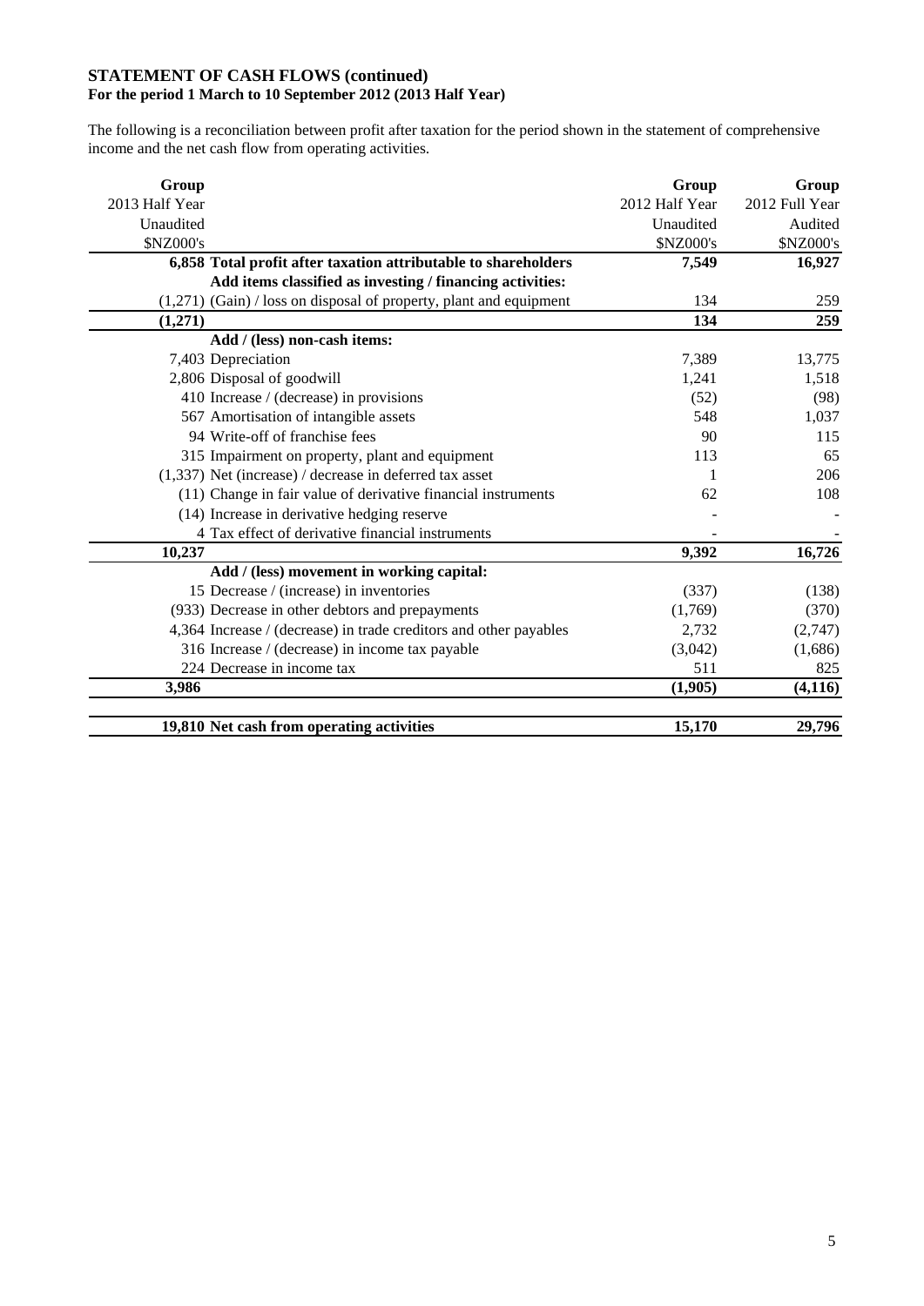## STATEMENT OF CASH FLOWS (continued)
### For the period 1 March to 10 September 2012 (2013 Half Year)

The following is a reconciliation between profit after taxation for the period shown in the statement of comprehensive income and the net cash flow from operating activities.

| Group 2013 Half Year Unaudited $NZ000's | | Group 2012 Half Year Unaudited $NZ000's | Group 2012 Full Year Audited $NZ000's |
|---|---|---|---|
| **6,858** | **Total profit after taxation attributable to shareholders** | **7,549** | **16,927** |
| | **Add items classified as investing / financing activities:** | | |
| (1,271) | (Gain) / loss on disposal of property, plant and equipment | 134 | 259 |
| **(1,271)** | | **134** | **259** |
| | **Add / (less) non-cash items:** | | |
| 7,403 | Depreciation | 7,389 | 13,775 |
| 2,806 | Disposal of goodwill | 1,241 | 1,518 |
| 410 | Increase / (decrease) in provisions | (52) | (98) |
| 567 | Amortisation of intangible assets | 548 | 1,037 |
| 94 | Write-off of franchise fees | 90 | 115 |
| 315 | Impairment on property, plant and equipment | 113 | 65 |
| (1,337) | Net (increase) / decrease in deferred tax asset | 1 | 206 |
| (11) | Change in fair value of derivative financial instruments | 62 | 108 |
| (14) | Increase in derivative hedging reserve | - | - |
| 4 | Tax effect of derivative financial instruments | - | - |
| **10,237** | | **9,392** | **16,726** |
| | **Add / (less) movement in working capital:** | | |
| 15 | Decrease / (increase) in inventories | (337) | (138) |
| (933) | Decrease in other debtors and prepayments | (1,769) | (370) |
| 4,364 | Increase / (decrease) in trade creditors and other payables | 2,732 | (2,747) |
| 316 | Increase / (decrease) in income tax payable | (3,042) | (1,686) |
| 224 | Decrease in income tax | 511 | 825 |
| **3,986** | | **(1,905)** | **(4,116)** |
| **19,810** | **Net cash from operating activities** | **15,170** | **29,796** |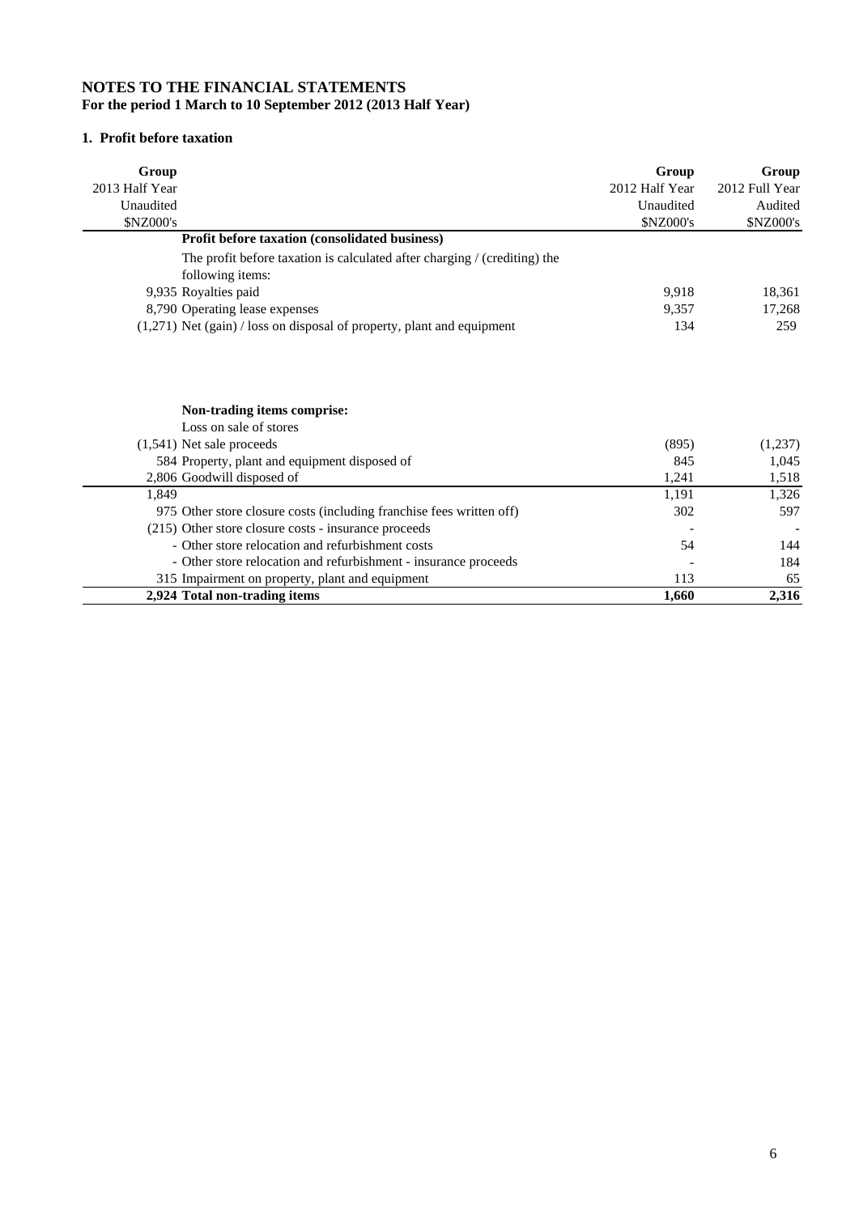# NOTES TO THE FINANCIAL STATEMENTS

**For the period 1 March to 10 September 2012 (2013 Half Year)**

## 1. Profit before taxation

| Group 2013 Half Year Unaudited $NZ000's | | Group 2012 Half Year Unaudited $NZ000's | Group 2012 Full Year Audited $NZ000's |
|---|---|---|---|
| | **Profit before taxation (consolidated business)** | | |
| | The profit before taxation is calculated after charging / (crediting) the following items: | | |
| 9,935 | Royalties paid | 9,918 | 18,361 |
| 8,790 | Operating lease expenses | 9,357 | 17,268 |
| (1,271) | Net (gain) / loss on disposal of property, plant and equipment | 134 | 259 |
| | | | |
| | **Non-trading items comprise:** | | |
| | Loss on sale of stores | | |
| (1,541) | Net sale proceeds | (895) | (1,237) |
| 584 | Property, plant and equipment disposed of | 845 | 1,045 |
| 2,806 | Goodwill disposed of | 1,241 | 1,518 |
| 1,849 | | 1,191 | 1,326 |
| 975 | Other store closure costs (including franchise fees written off) | 302 | 597 |
| (215) | Other store closure costs - insurance proceeds | - | - |
| - | Other store relocation and refurbishment costs | 54 | 144 |
| - | Other store relocation and refurbishment - insurance proceeds | - | 184 |
| 315 | Impairment on property, plant and equipment | 113 | 65 |
| **2,924** | **Total non-trading items** | **1,660** | **2,316** |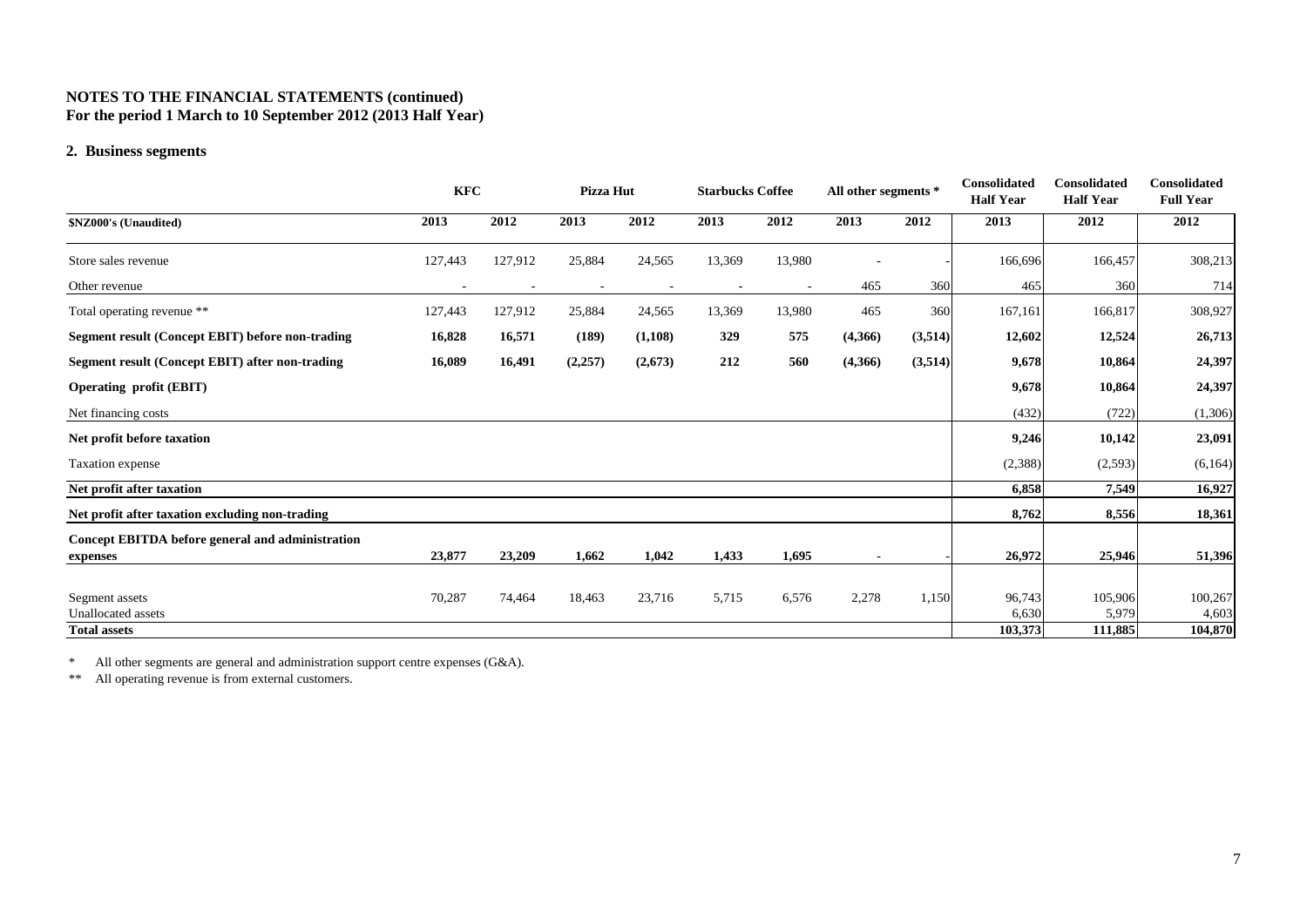**NOTES TO THE FINANCIAL STATEMENTS (continued)**
**For the period 1 March to 10 September 2012 (2013 Half Year)**

## 2. Business segments

| | KFC | | Pizza Hut | | Starbucks Coffee | | All other segments * | | Consolidated Half Year | Consolidated Half Year | Consolidated Full Year |
|---|---|---|---|---|---|---|---|---|---|---|---|
| **$NZ000's (Unaudited)** | **2013** | **2012** | **2013** | **2012** | **2013** | **2012** | **2013** | **2012** | **2013** | **2012** | **2012** |
| Store sales revenue | 127,443 | 127,912 | 25,884 | 24,565 | 13,369 | 13,980 | - | - | 166,696 | 166,457 | 308,213 |
| Other revenue | - | - | - | - | - | - | 465 | 360 | 465 | 360 | 714 |
| Total operating revenue ** | 127,443 | 127,912 | 25,884 | 24,565 | 13,369 | 13,980 | 465 | 360 | 167,161 | 166,817 | 308,927 |
| **Segment result (Concept EBIT) before non-trading** | **16,828** | **16,571** | **(189)** | **(1,108)** | **329** | **575** | **(4,366)** | **(3,514)** | **12,602** | **12,524** | **26,713** |
| **Segment result (Concept EBIT) after non-trading** | **16,089** | **16,491** | **(2,257)** | **(2,673)** | **212** | **560** | **(4,366)** | **(3,514)** | **9,678** | **10,864** | **24,397** |
| **Operating profit (EBIT)** | | | | | | | | | **9,678** | **10,864** | **24,397** |
| Net financing costs | | | | | | | | | (432) | (722) | (1,306) |
| **Net profit before taxation** | | | | | | | | | **9,246** | **10,142** | **23,091** |
| Taxation expense | | | | | | | | | (2,388) | (2,593) | (6,164) |
| **Net profit after taxation** | | | | | | | | | **6,858** | **7,549** | **16,927** |
| **Net profit after taxation excluding non-trading** | | | | | | | | | **8,762** | **8,556** | **18,361** |
| **Concept EBITDA before general and administration expenses** | **23,877** | **23,209** | **1,662** | **1,042** | **1,433** | **1,695** | - | - | **26,972** | **25,946** | **51,396** |
| Segment assets | 70,287 | 74,464 | 18,463 | 23,716 | 5,715 | 6,576 | 2,278 | 1,150 | 96,743 | 105,906 | 100,267 |
| Unallocated assets | | | | | | | | | 6,630 | 5,979 | 4,603 |
| **Total assets** | | | | | | | | | **103,373** | **111,885** | **104,870** |

\* All other segments are general and administration support centre expenses (G&A).

\** All operating revenue is from external customers.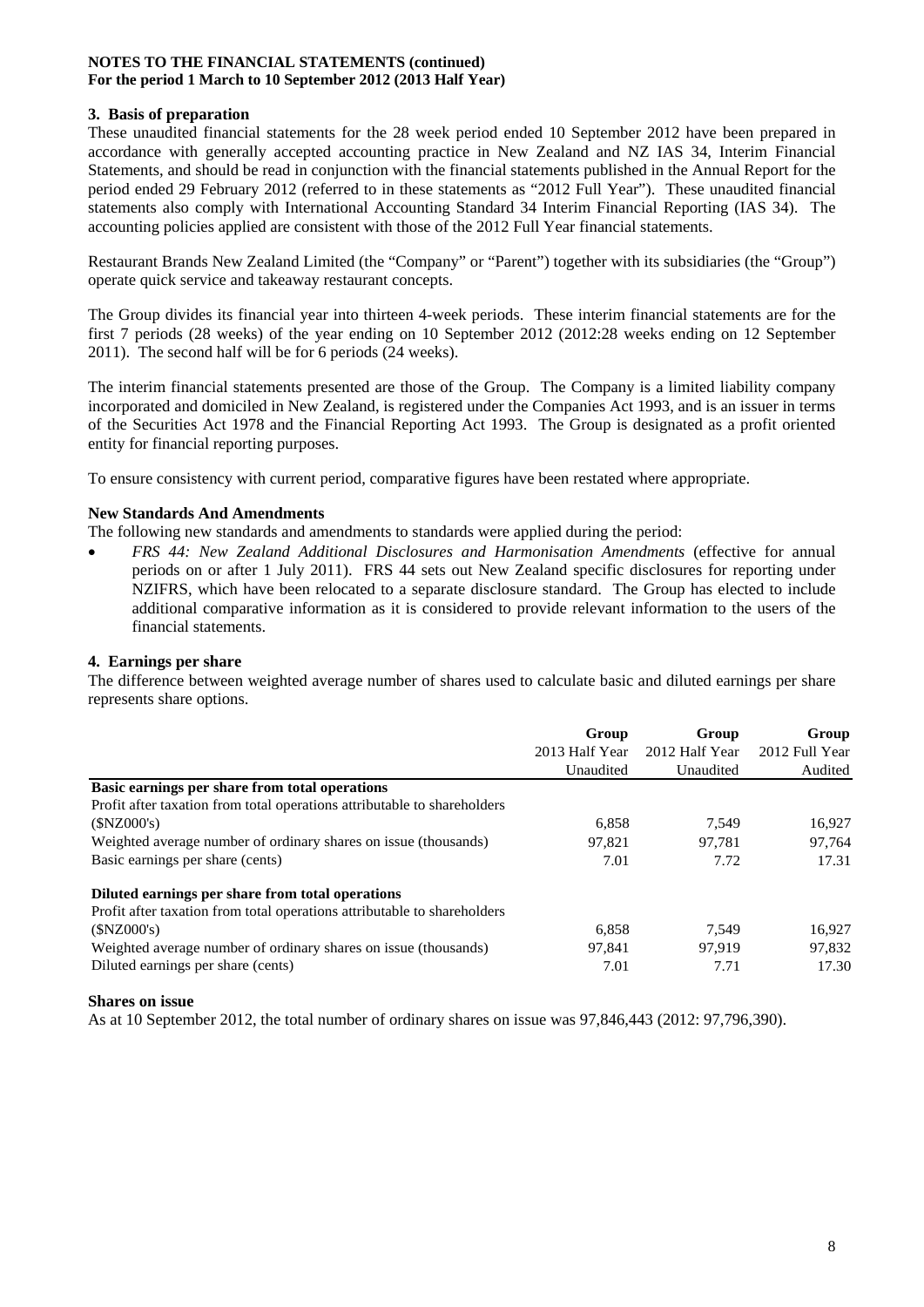**NOTES TO THE FINANCIAL STATEMENTS (continued)**
**For the period 1 March to 10 September 2012 (2013 Half Year)**

## 3. Basis of preparation

These unaudited financial statements for the 28 week period ended 10 September 2012 have been prepared in accordance with generally accepted accounting practice in New Zealand and NZ IAS 34, Interim Financial Statements, and should be read in conjunction with the financial statements published in the Annual Report for the period ended 29 February 2012 (referred to in these statements as "2012 Full Year"). These unaudited financial statements also comply with International Accounting Standard 34 Interim Financial Reporting (IAS 34). The accounting policies applied are consistent with those of the 2012 Full Year financial statements.

Restaurant Brands New Zealand Limited (the "Company" or "Parent") together with its subsidiaries (the "Group") operate quick service and takeaway restaurant concepts.

The Group divides its financial year into thirteen 4-week periods. These interim financial statements are for the first 7 periods (28 weeks) of the year ending on 10 September 2012 (2012:28 weeks ending on 12 September 2011). The second half will be for 6 periods (24 weeks).

The interim financial statements presented are those of the Group. The Company is a limited liability company incorporated and domiciled in New Zealand, is registered under the Companies Act 1993, and is an issuer in terms of the Securities Act 1978 and the Financial Reporting Act 1993. The Group is designated as a profit oriented entity for financial reporting purposes.

To ensure consistency with current period, comparative figures have been restated where appropriate.

### New Standards And Amendments

The following new standards and amendments to standards were applied during the period:

- *FRS 44: New Zealand Additional Disclosures and Harmonisation Amendments* (effective for annual periods on or after 1 July 2011). FRS 44 sets out New Zealand specific disclosures for reporting under NZIFRS, which have been relocated to a separate disclosure standard. The Group has elected to include additional comparative information as it is considered to provide relevant information to the users of the financial statements.

## 4. Earnings per share

The difference between weighted average number of shares used to calculate basic and diluted earnings per share represents share options.

| | Group 2013 Half Year Unaudited | Group 2012 Half Year Unaudited | Group 2012 Full Year Audited |
|---|---|---|---|
| **Basic earnings per share from total operations** | | | |
| Profit after taxation from total operations attributable to shareholders ($NZ000's) | 6,858 | 7,549 | 16,927 |
| Weighted average number of ordinary shares on issue (thousands) | 97,821 | 97,781 | 97,764 |
| Basic earnings per share (cents) | 7.01 | 7.72 | 17.31 |
| **Diluted earnings per share from total operations** | | | |
| Profit after taxation from total operations attributable to shareholders ($NZ000's) | 6,858 | 7,549 | 16,927 |
| Weighted average number of ordinary shares on issue (thousands) | 97,841 | 97,919 | 97,832 |
| Diluted earnings per share (cents) | 7.01 | 7.71 | 17.30 |

### Shares on issue

As at 10 September 2012, the total number of ordinary shares on issue was 97,846,443 (2012: 97,796,390).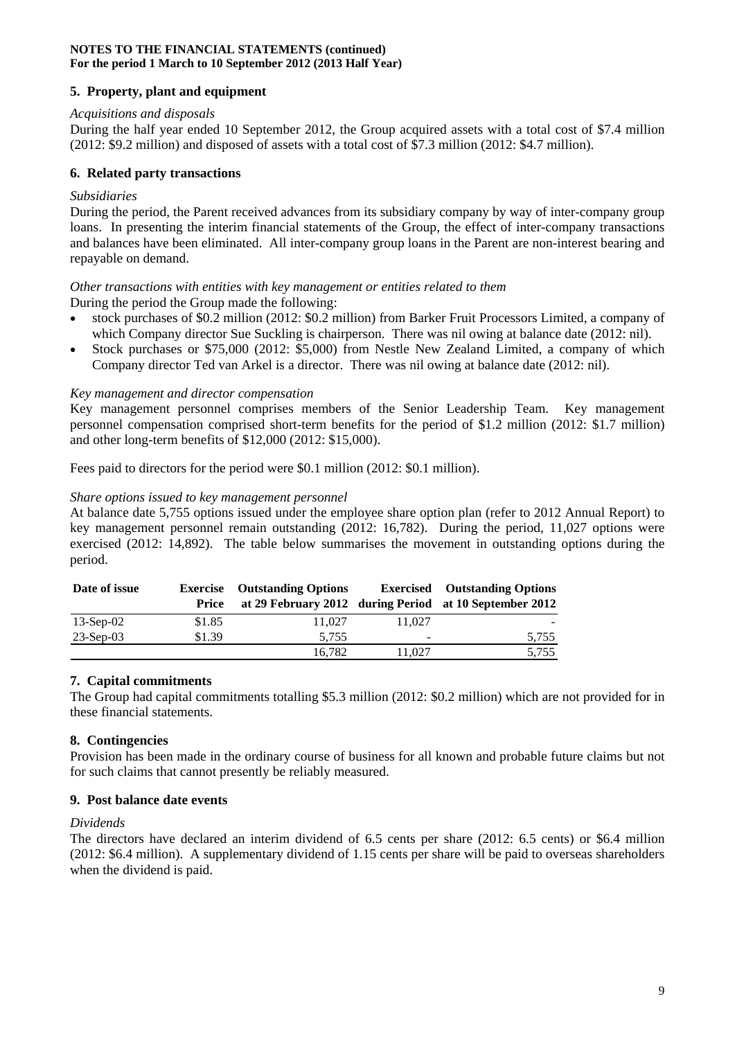**NOTES TO THE FINANCIAL STATEMENTS (continued)**
**For the period 1 March to 10 September 2012 (2013 Half Year)**

## 5. Property, plant and equipment

*Acquisitions and disposals*

During the half year ended 10 September 2012, the Group acquired assets with a total cost of $7.4 million (2012: $9.2 million) and disposed of assets with a total cost of $7.3 million (2012: $4.7 million).

## 6. Related party transactions

*Subsidiaries*

During the period, the Parent received advances from its subsidiary company by way of inter-company group loans. In presenting the interim financial statements of the Group, the effect of inter-company transactions and balances have been eliminated. All inter-company group loans in the Parent are non-interest bearing and repayable on demand.

*Other transactions with entities with key management or entities related to them*

During the period the Group made the following:

- stock purchases of $0.2 million (2012: $0.2 million) from Barker Fruit Processors Limited, a company of which Company director Sue Suckling is chairperson. There was nil owing at balance date (2012: nil).
- Stock purchases or $75,000 (2012: $5,000) from Nestle New Zealand Limited, a company of which Company director Ted van Arkel is a director. There was nil owing at balance date (2012: nil).

*Key management and director compensation*

Key management personnel comprises members of the Senior Leadership Team. Key management personnel compensation comprised short-term benefits for the period of $1.2 million (2012: $1.7 million) and other long-term benefits of $12,000 (2012: $15,000).

Fees paid to directors for the period were $0.1 million (2012: $0.1 million).

*Share options issued to key management personnel*

At balance date 5,755 options issued under the employee share option plan (refer to 2012 Annual Report) to key management personnel remain outstanding (2012: 16,782). During the period, 11,027 options were exercised (2012: 14,892). The table below summarises the movement in outstanding options during the period.

| Date of issue | Exercise Price | Outstanding Options at 29 February 2012 | Exercised during Period | Outstanding Options at 10 September 2012 |
|---|---|---|---|---|
| 13-Sep-02 | $1.85 | 11,027 | 11,027 | - |
| 23-Sep-03 | $1.39 | 5,755 | - | 5,755 |
| | | 16,782 | 11,027 | 5,755 |

## 7. Capital commitments

The Group had capital commitments totalling $5.3 million (2012: $0.2 million) which are not provided for in these financial statements.

## 8. Contingencies

Provision has been made in the ordinary course of business for all known and probable future claims but not for such claims that cannot presently be reliably measured.

## 9. Post balance date events

*Dividends*

The directors have declared an interim dividend of 6.5 cents per share (2012: 6.5 cents) or $6.4 million (2012: $6.4 million). A supplementary dividend of 1.15 cents per share will be paid to overseas shareholders when the dividend is paid.